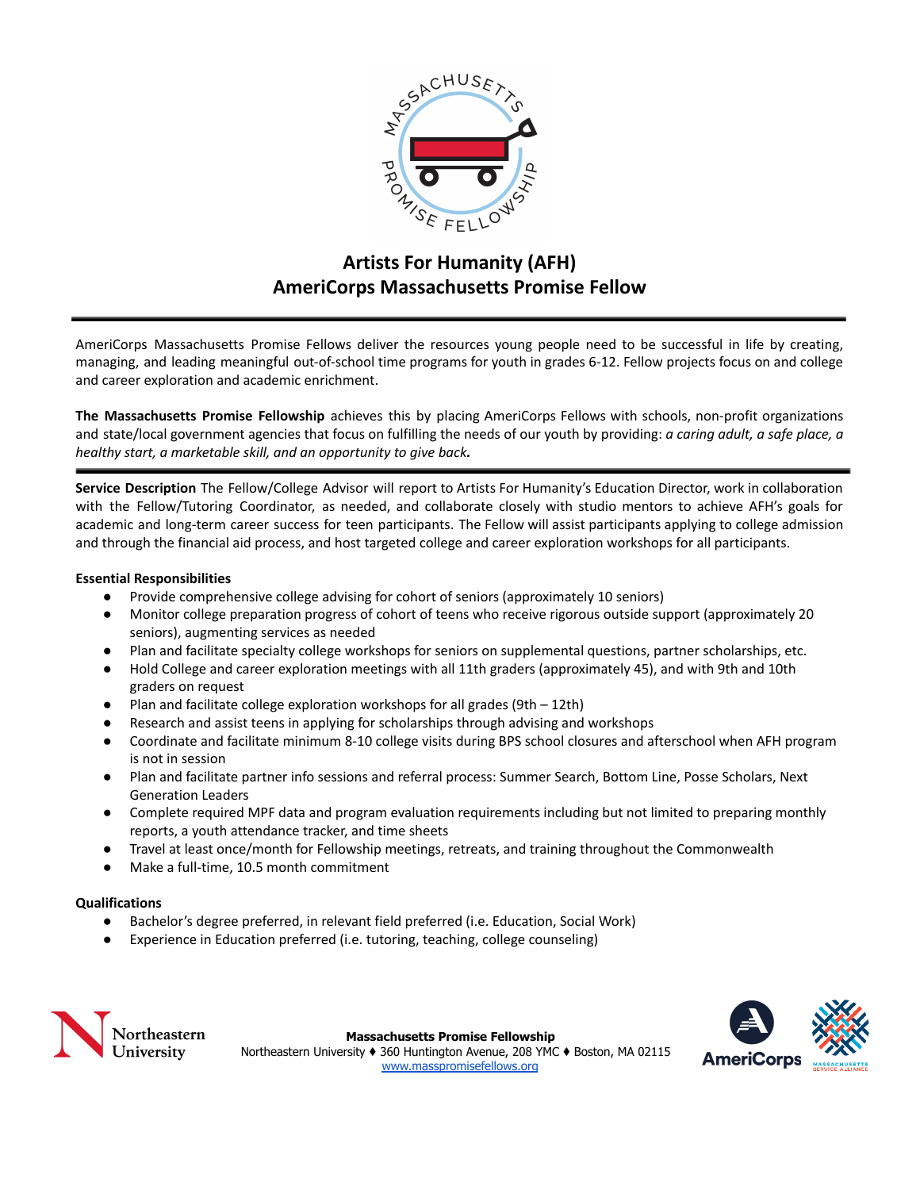# Artists For Humanity (AFH)
# AmeriCorps Massachusetts Promise Fellow

AmeriCorps Massachusetts Promise Fellows deliver the resources young people need to be successful in life by creating, managing, and leading meaningful out-of-school time programs for youth in grades 6-12. Fellow projects focus on and college and career exploration and academic enrichment.

**The Massachusetts Promise Fellowship** achieves this by placing AmeriCorps Fellows with schools, non-profit organizations and state/local government agencies that focus on fulfilling the needs of our youth by providing: *a caring adult, a safe place, a healthy start, a marketable skill, and an opportunity to give back.*

**Service Description** The Fellow/College Advisor will report to Artists For Humanity's Education Director, work in collaboration with the Fellow/Tutoring Coordinator, as needed, and collaborate closely with studio mentors to achieve AFH's goals for academic and long-term career success for teen participants. The Fellow will assist participants applying to college admission and through the financial aid process, and host targeted college and career exploration workshops for all participants.

**Essential Responsibilities**

- Provide comprehensive college advising for cohort of seniors (approximately 10 seniors)
- Monitor college preparation progress of cohort of teens who receive rigorous outside support (approximately 20 seniors), augmenting services as needed
- Plan and facilitate specialty college workshops for seniors on supplemental questions, partner scholarships, etc.
- Hold College and career exploration meetings with all 11th graders (approximately 45), and with 9th and 10th graders on request
- Plan and facilitate college exploration workshops for all grades (9th – 12th)
- Research and assist teens in applying for scholarships through advising and workshops
- Coordinate and facilitate minimum 8-10 college visits during BPS school closures and afterschool when AFH program is not in session
- Plan and facilitate partner info sessions and referral process: Summer Search, Bottom Line, Posse Scholars, Next Generation Leaders
- Complete required MPF data and program evaluation requirements including but not limited to preparing monthly reports, a youth attendance tracker, and time sheets
- Travel at least once/month for Fellowship meetings, retreats, and training throughout the Commonwealth
- Make a full-time, 10.5 month commitment

**Qualifications**

- Bachelor's degree preferred, in relevant field preferred (i.e. Education, Social Work)
- Experience in Education preferred (i.e. tutoring, teaching, college counseling)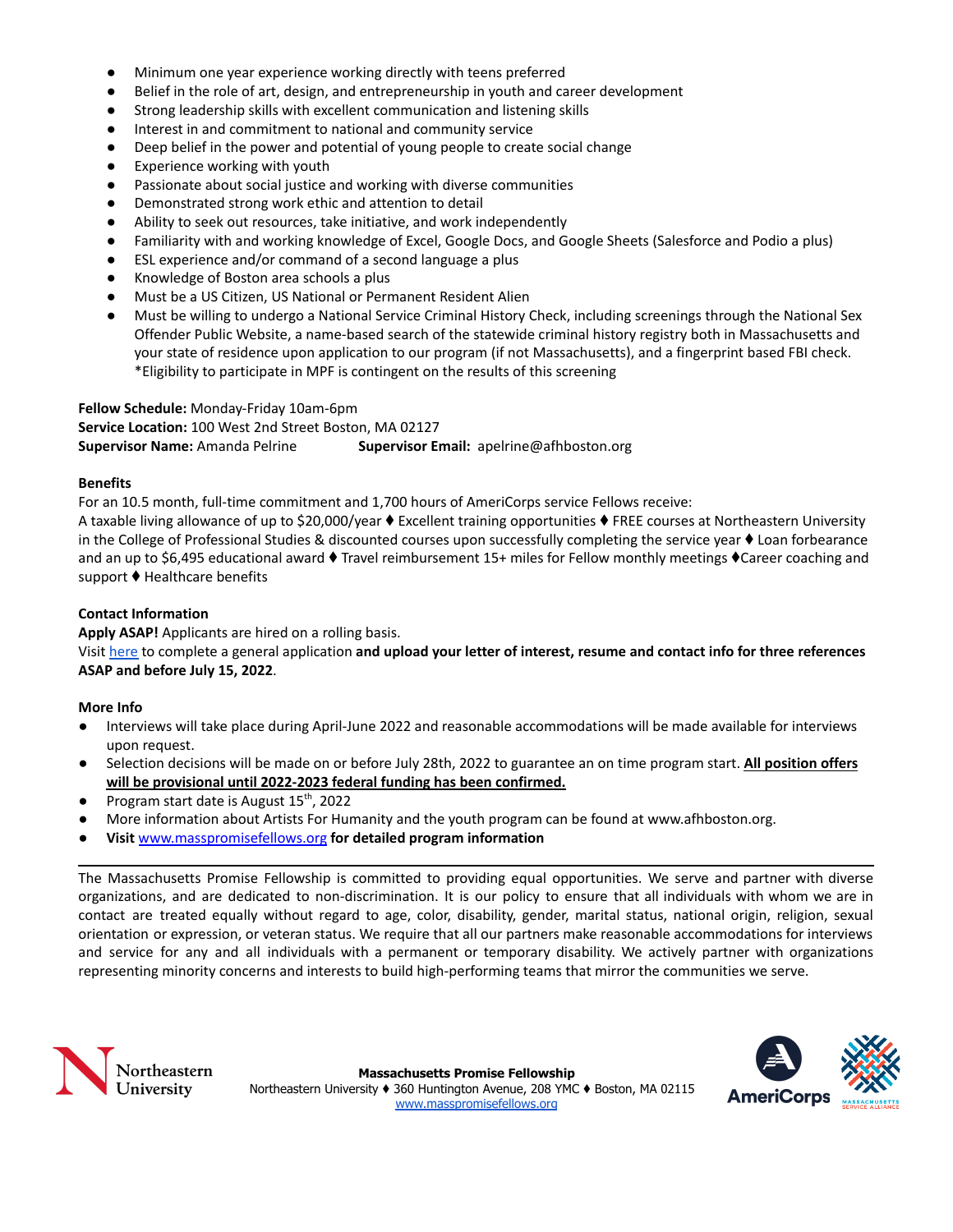- Minimum one year experience working directly with teens preferred
- Belief in the role of art, design, and entrepreneurship in youth and career development
- Strong leadership skills with excellent communication and listening skills
- Interest in and commitment to national and community service
- Deep belief in the power and potential of young people to create social change
- Experience working with youth
- Passionate about social justice and working with diverse communities
- Demonstrated strong work ethic and attention to detail
- Ability to seek out resources, take initiative, and work independently
- Familiarity with and working knowledge of Excel, Google Docs, and Google Sheets (Salesforce and Podio a plus)
- ESL experience and/or command of a second language a plus
- Knowledge of Boston area schools a plus
- Must be a US Citizen, US National or Permanent Resident Alien
- Must be willing to undergo a National Service Criminal History Check, including screenings through the National Sex Offender Public Website, a name-based search of the statewide criminal history registry both in Massachusetts and your state of residence upon application to our program (if not Massachusetts), and a fingerprint based FBI check. *Eligibility to participate in MPF is contingent on the results of this screening

**Fellow Schedule:** Monday-Friday 10am-6pm
**Service Location:** 100 West 2nd Street Boston, MA 02127
**Supervisor Name:** Amanda Pelrine **Supervisor Email:** apelrine@afhboston.org

**Benefits**

For an 10.5 month, full-time commitment and 1,700 hours of AmeriCorps service Fellows receive:
A taxable living allowance of up to $20,000/year ♦ Excellent training opportunities ♦ FREE courses at Northeastern University in the College of Professional Studies & discounted courses upon successfully completing the service year ♦ Loan forbearance and an up to $6,495 educational award ♦ Travel reimbursement 15+ miles for Fellow monthly meetings ♦Career coaching and support ♦ Healthcare benefits

**Contact Information**

**Apply ASAP!** Applicants are hired on a rolling basis.
Visit here to complete a general application **and upload your letter of interest, resume and contact info for three references ASAP and before July 15, 2022**.

**More Info**

- Interviews will take place during April-June 2022 and reasonable accommodations will be made available for interviews upon request.
- Selection decisions will be made on or before July 28th, 2022 to guarantee an on time program start. **All position offers will be provisional until 2022-2023 federal funding has been confirmed.**
- Program start date is August 15th, 2022
- More information about Artists For Humanity and the youth program can be found at www.afhboston.org.
- **Visit www.masspromisefellows.org for detailed program information**

---

The Massachusetts Promise Fellowship is committed to providing equal opportunities. We serve and partner with diverse organizations, and are dedicated to non-discrimination. It is our policy to ensure that all individuals with whom we are in contact are treated equally without regard to age, color, disability, gender, marital status, national origin, religion, sexual orientation or expression, or veteran status. We require that all our partners make reasonable accommodations for interviews and service for any and all individuals with a permanent or temporary disability. We actively partner with organizations representing minority concerns and interests to build high-performing teams that mirror the communities we serve.

Northeastern University

**Massachusetts Promise Fellowship**
Northeastern University ♦ 360 Huntington Avenue, 208 YMC ♦ Boston, MA 02115
www.masspromisefellows.org

AmeriCorps

MASSACHUSETTS SERVICE ALLIANCE